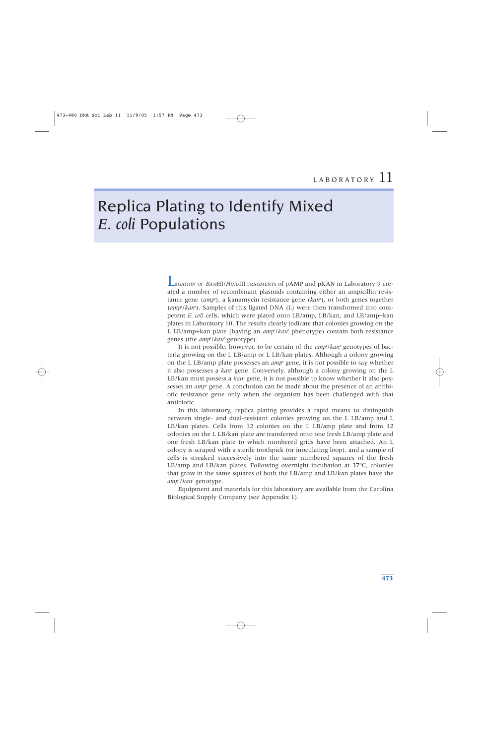LABORATORY 11

# Replica Plating to Identify Mixed *E. coli* Populations

LIGATION OF *Bam*HI/*Hin*dIII FRAGMENTS of pAMP and pKAN in Laboratory 9 created a number of recombinant plasmids containing either an ampicillin resistance gene (*amp*$^r$), a kanamycin resistance gene (*kan*$^r$), or both genes together (*amp*$^r$/*kan*$^r$). Samples of this ligated DNA (L) were then transformed into competent *E. coli* cells, which were plated onto LB/amp, LB/kan, and LB/amp+kan plates in Laboratory 10. The results clearly indicate that colonies growing on the L LB/amp+kan plate (having an *amp*$^r$/*kan*$^r$ phenotype) contain both resistance genes (the *amp*$^r$/*kan*$^r$ genotype).

It is not possible, however, to be certain of the *amp*$^r$/*kan*$^r$ genotypes of bacteria growing on the L LB/amp or L LB/kan plates. Although a colony growing on the L LB/amp plate possesses an *amp*$^r$ gene, it is not possible to say whether it also possesses a *kan*$^r$ gene. Conversely, although a colony growing on the L LB/kan must possess a *kan*$^r$ gene, it is not possible to know whether it also possesses an *amp*$^r$ gene. A conclusion can be made about the presence of an antibiotic resistance gene only when the organism has been challenged with that antibiotic.

In this laboratory, replica plating provides a rapid means to distinguish between single- and dual-resistant colonies growing on the L LB/amp and L LB/kan plates. Cells from 12 colonies on the L LB/amp plate and from 12 colonies on the L LB/kan plate are transferred onto one fresh LB/amp plate and one fresh LB/kan plate to which numbered grids have been attached. An L colony is scraped with a sterile toothpick (or inoculating loop), and a sample of cells is streaked successively into the same numbered squares of the fresh LB/amp and LB/kan plates. Following overnight incubation at 37°C, colonies that grow in the same squares of both the LB/amp and LB/kan plates have the *amp*$^r$/*kan*$^r$ genotype.

Equipment and materials for this laboratory are available from the Carolina Biological Supply Company (see Appendix 1).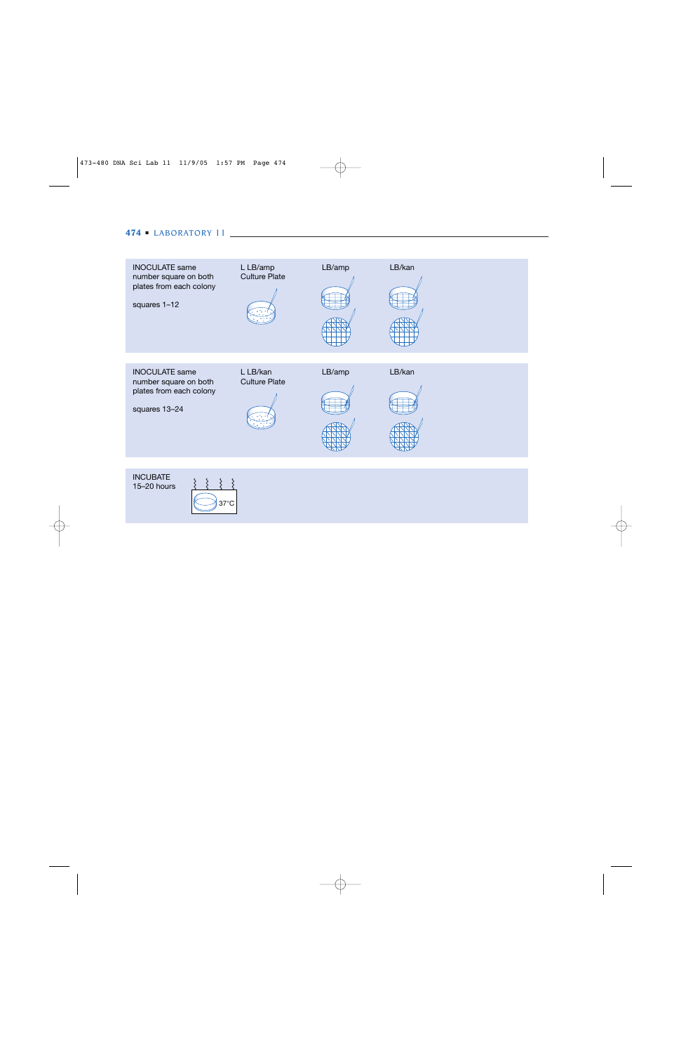INOCULATE same number square on both plates from each colony

squares 1–12

L LB/amp Culture Plate

LB/amp

LB/kan

INOCULATE same number square on both plates from each colony

squares 13–24

L LB/kan Culture Plate

LB/amp

LB/kan

INCUBATE
15–20 hours

37°C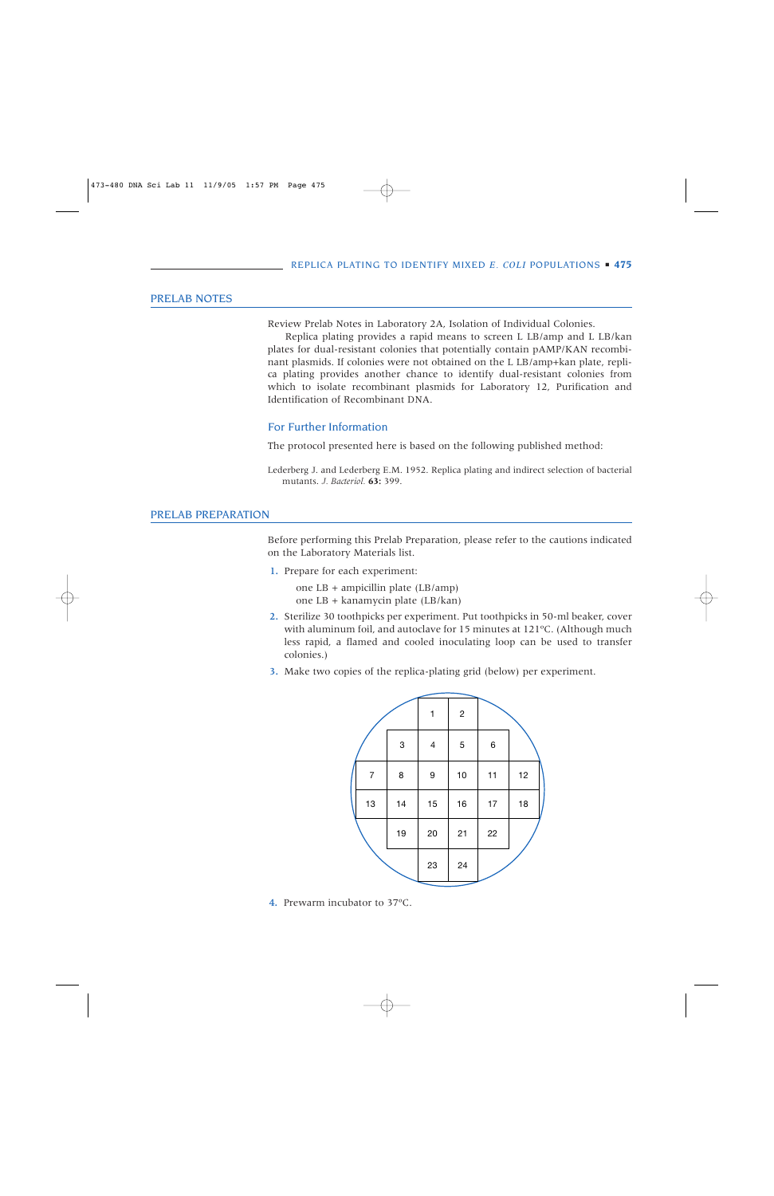## PRELAB NOTES

Review Prelab Notes in Laboratory 2A, Isolation of Individual Colonies.

Replica plating provides a rapid means to screen L LB/amp and L LB/kan plates for dual-resistant colonies that potentially contain pAMP/KAN recombinant plasmids. If colonies were not obtained on the L LB/amp+kan plate, replica plating provides another chance to identify dual-resistant colonies from which to isolate recombinant plasmids for Laboratory 12, Purification and Identification of Recombinant DNA.

### For Further Information

The protocol presented here is based on the following published method:

Lederberg J. and Lederberg E.M. 1952. Replica plating and indirect selection of bacterial mutants. *J. Bacteriol.* **63:** 399.

## PRELAB PREPARATION

Before performing this Prelab Preparation, please refer to the cautions indicated on the Laboratory Materials list.

1. Prepare for each experiment:

   one LB + ampicillin plate (LB/amp)
   one LB + kanamycin plate (LB/kan)

2. Sterilize 30 toothpicks per experiment. Put toothpicks in 50-ml beaker, cover with aluminum foil, and autoclave for 15 minutes at 121°C. (Although much less rapid, a flamed and cooled inoculating loop can be used to transfer colonies.)
3. Make two copies of the replica-plating grid (below) per experiment.

| | | 1 | 2 | | |
|---|---|---|---|---|---|
| | 3 | 4 | 5 | 6 | |
| 7 | 8 | 9 | 10 | 11 | 12 |
| 13 | 14 | 15 | 16 | 17 | 18 |
| | 19 | 20 | 21 | 22 | |
| | | 23 | 24 | | |

4. Prewarm incubator to 37°C.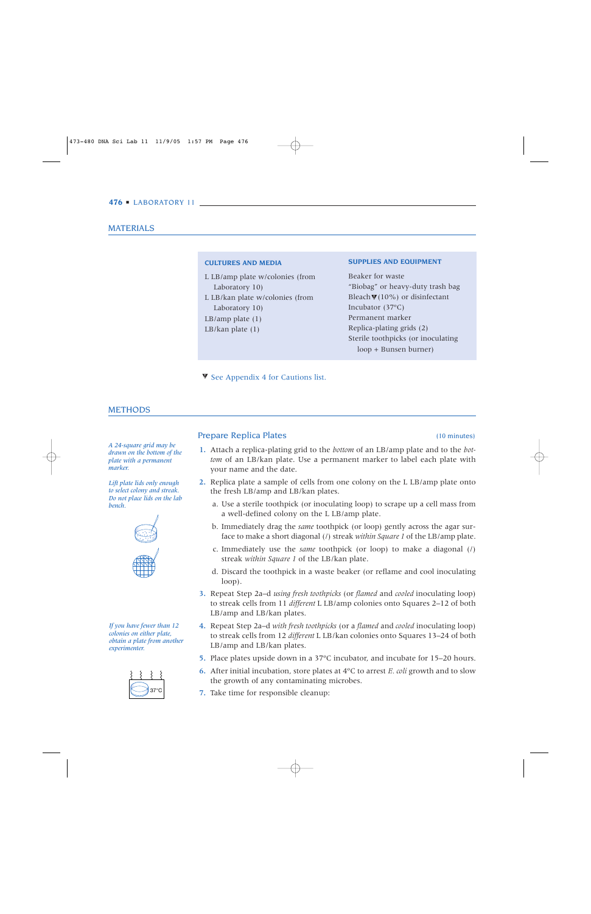## MATERIALS

| CULTURES AND MEDIA | SUPPLIES AND EQUIPMENT |
|---|---|
| L LB/amp plate w/colonies (from Laboratory 10) | Beaker for waste |
| L LB/kan plate w/colonies (from Laboratory 10) | "Biobag" or heavy-duty trash bag |
| LB/amp plate (1) | Bleach▼ (10%) or disinfectant |
| LB/kan plate (1) | Incubator (37°C) |
| | Permanent marker |
| | Replica-plating grids (2) |
| | Sterile toothpicks (or inoculating loop + Bunsen burner) |

▼ See Appendix 4 for Cautions list.

## METHODS

### Prepare Replica Plates

(10 minutes)

*A 24-square grid may be drawn on the bottom of the plate with a permanent marker.*

*Lift plate lids only enough to select colony and streak. Do not place lids on the lab bench.*

1. Attach a replica-plating grid to the *bottom* of an LB/amp plate and to the *bottom* of an LB/kan plate. Use a permanent marker to label each plate with your name and the date.
2. Replica plate a sample of cells from one colony on the L LB/amp plate onto the fresh LB/amp and LB/kan plates.
   a. Use a sterile toothpick (or inoculating loop) to scrape up a cell mass from a well-defined colony on the L LB/amp plate.
   b. Immediately drag the *same* toothpick (or loop) gently across the agar surface to make a short diagonal (/) streak *within Square 1* of the LB/amp plate.
   c. Immediately use the *same* toothpick (or loop) to make a diagonal (/) streak *within Square 1* of the LB/kan plate.
   d. Discard the toothpick in a waste beaker (or reflame and cool inoculating loop).
3. Repeat Step 2a–d *using fresh toothpicks* (or *flamed* and *cooled* inoculating loop) to streak cells from 11 *different* L LB/amp colonies onto Squares 2–12 of both LB/amp and LB/kan plates.

*If you have fewer than 12 colonies on either plate, obtain a plate from another experimenter.*

4. Repeat Step 2a–d *with fresh toothpicks* (or a *flamed* and *cooled* inoculating loop) to streak cells from 12 *different* L LB/kan colonies onto Squares 13–24 of both LB/amp and LB/kan plates.
5. Place plates upside down in a 37°C incubator, and incubate for 15–20 hours.
6. After initial incubation, store plates at 4°C to arrest *E. coli* growth and to slow the growth of any contaminating microbes.
7. Take time for responsible cleanup: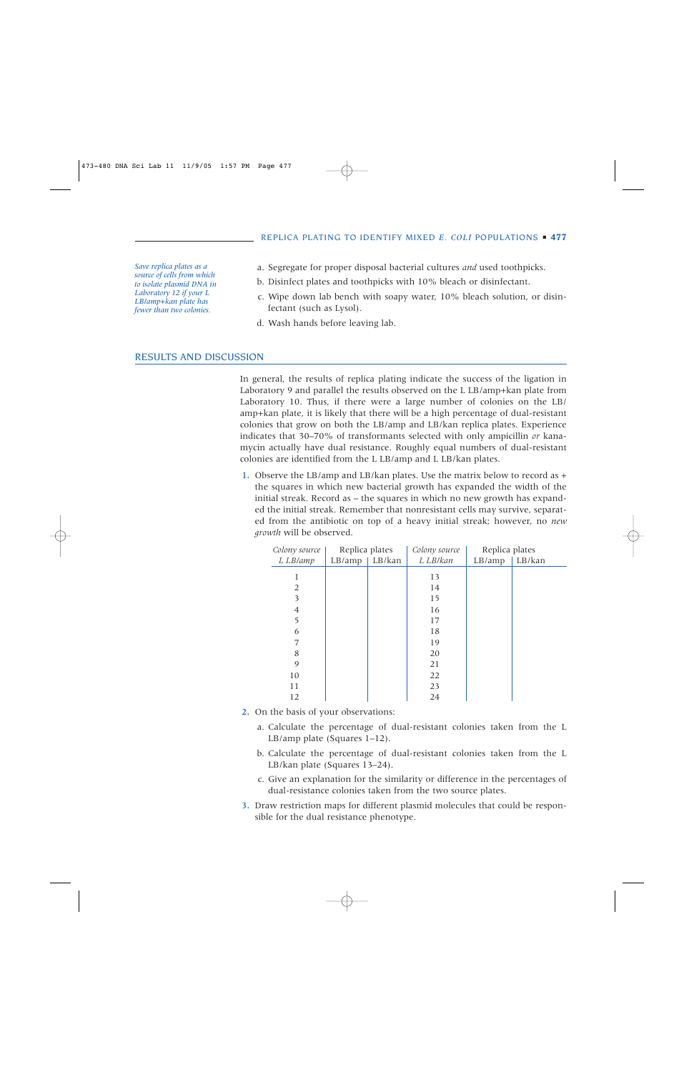*Save replica plates as a source of cells from which to isolate plasmid DNA in Laboratory 12 if your L LB/amp+kan plate has fewer than two colonies.*

a. Segregate for proper disposal bacterial cultures *and* used toothpicks.

b. Disinfect plates and toothpicks with 10% bleach or disinfectant.

c. Wipe down lab bench with soapy water, 10% bleach solution, or disinfectant (such as Lysol).

d. Wash hands before leaving lab.

## RESULTS AND DISCUSSION

In general, the results of replica plating indicate the success of the ligation in Laboratory 9 and parallel the results observed on the L LB/amp+kan plate from Laboratory 10. Thus, if there were a large number of colonies on the LB/amp+kan plate, it is likely that there will be a high percentage of dual-resistant colonies that grow on both the LB/amp and LB/kan replica plates. Experience indicates that 30–70% of transformants selected with only ampicillin *or* kanamycin actually have dual resistance. Roughly equal numbers of dual-resistant colonies are identified from the L LB/amp and L LB/kan plates.

1. Observe the LB/amp and LB/kan plates. Use the matrix below to record as + the squares in which new bacterial growth has expanded the width of the initial streak. Record as – the squares in which no new growth has expanded the initial streak. Remember that nonresistant cells may survive, separated from the antibiotic on top of a heavy initial streak; however, no *new growth* will be observed.

| *Colony source* | Replica plates | | *Colony source* | Replica plates | |
|---|---|---|---|---|---|
| *L LB/amp* | LB/amp | LB/kan | *L LB/kan* | LB/amp | LB/kan |
| 1 | | | 13 | | |
| 2 | | | 14 | | |
| 3 | | | 15 | | |
| 4 | | | 16 | | |
| 5 | | | 17 | | |
| 6 | | | 18 | | |
| 7 | | | 19 | | |
| 8 | | | 20 | | |
| 9 | | | 21 | | |
| 10 | | | 22 | | |
| 11 | | | 23 | | |
| 12 | | | 24 | | |

2. On the basis of your observations:

   a. Calculate the percentage of dual-resistant colonies taken from the L LB/amp plate (Squares 1–12).

   b. Calculate the percentage of dual-resistant colonies taken from the L LB/kan plate (Squares 13–24).

   c. Give an explanation for the similarity or difference in the percentages of dual-resistance colonies taken from the two source plates.

3. Draw restriction maps for different plasmid molecules that could be responsible for the dual resistance phenotype.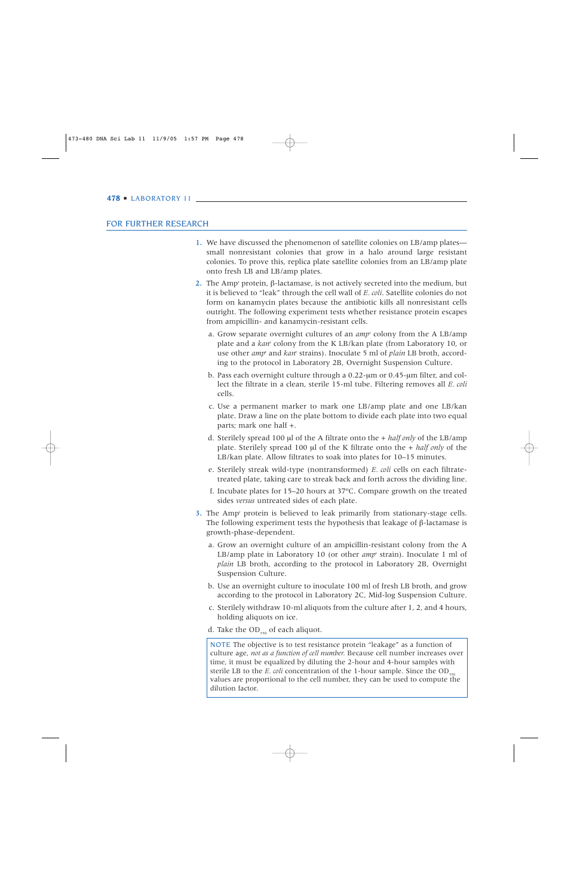## FOR FURTHER RESEARCH

1. We have discussed the phenomenon of satellite colonies on LB/amp plates—small nonresistant colonies that grow in a halo around large resistant colonies. To prove this, replica plate satellite colonies from an LB/amp plate onto fresh LB and LB/amp plates.

2. The Amp$^r$ protein, β-lactamase, is not actively secreted into the medium, but it is believed to "leak" through the cell wall of *E. coli*. Satellite colonies do not form on kanamycin plates because the antibiotic kills all nonresistant cells outright. The following experiment tests whether resistance protein escapes from ampicillin- and kanamycin-resistant cells.

   a. Grow separate overnight cultures of an *amp$^r$* colony from the A LB/amp plate and a *kan$^r$* colony from the K LB/kan plate (from Laboratory 10, or use other *amp$^r$* and *kan$^r$* strains). Inoculate 5 ml of *plain* LB broth, according to the protocol in Laboratory 2B, Overnight Suspension Culture.

   b. Pass each overnight culture through a 0.22-µm or 0.45-µm filter, and collect the filtrate in a clean, sterile 15-ml tube. Filtering removes all *E. coli* cells.

   c. Use a permanent marker to mark one LB/amp plate and one LB/kan plate. Draw a line on the plate bottom to divide each plate into two equal parts; mark one half +.

   d. Sterilely spread 100 µl of the A filtrate onto the + *half only* of the LB/amp plate. Sterilely spread 100 µl of the K filtrate onto the + *half only* of the LB/kan plate. Allow filtrates to soak into plates for 10–15 minutes.

   e. Sterilely streak wild-type (nontransformed) *E. coli* cells on each filtrate-treated plate, taking care to streak back and forth across the dividing line.

   f. Incubate plates for 15–20 hours at 37°C. Compare growth on the treated sides *versus* untreated sides of each plate.

3. The Amp$^r$ protein is believed to leak primarily from stationary-stage cells. The following experiment tests the hypothesis that leakage of β-lactamase is growth-phase-dependent.

   a. Grow an overnight culture of an ampicillin-resistant colony from the A LB/amp plate in Laboratory 10 (or other *amp$^r$* strain). Inoculate 1 ml of *plain* LB broth, according to the protocol in Laboratory 2B, Overnight Suspension Culture.

   b. Use an overnight culture to inoculate 100 ml of fresh LB broth, and grow according to the protocol in Laboratory 2C, Mid-log Suspension Culture.

   c. Sterilely withdraw 10-ml aliquots from the culture after 1, 2, and 4 hours, holding aliquots on ice.

   d. Take the $OD_{550}$ of each aliquot.

   > NOTE The objective is to test resistance protein "leakage" as a function of culture age, *not as a function of cell number*. Because cell number increases over time, it must be equalized by diluting the 2-hour and 4-hour samples with sterile LB to the *E. coli* concentration of the 1-hour sample. Since the $OD_{550}$ values are proportional to the cell number, they can be used to compute the dilution factor.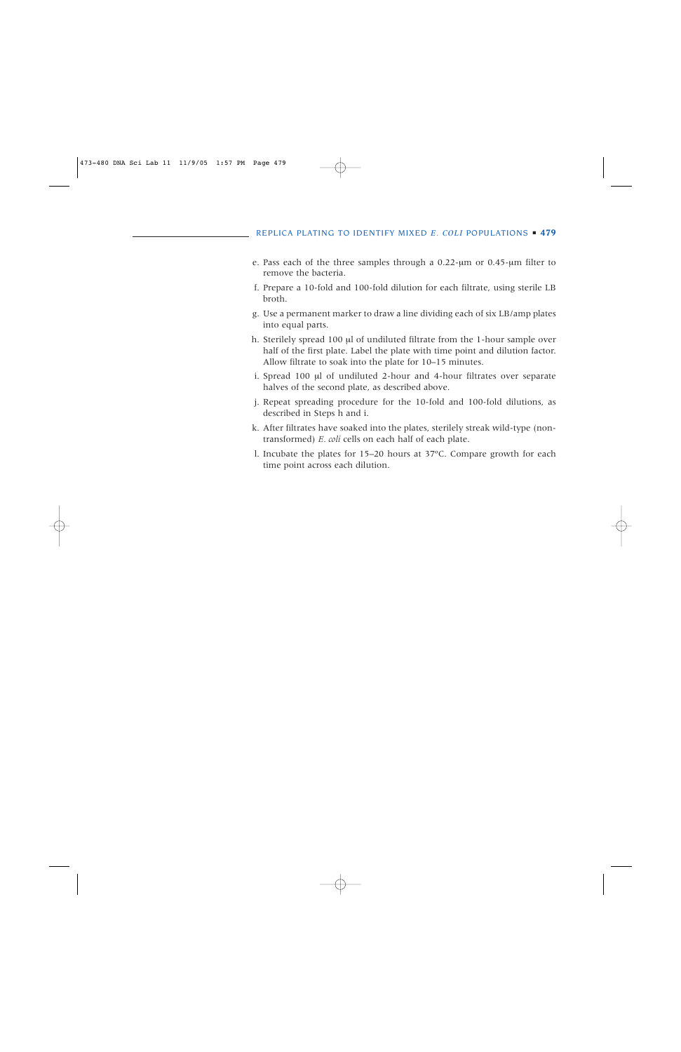e. Pass each of the three samples through a 0.22-µm or 0.45-µm filter to remove the bacteria.

f. Prepare a 10-fold and 100-fold dilution for each filtrate, using sterile LB broth.

g. Use a permanent marker to draw a line dividing each of six LB/amp plates into equal parts.

h. Sterilely spread 100 µl of undiluted filtrate from the 1-hour sample over half of the first plate. Label the plate with time point and dilution factor. Allow filtrate to soak into the plate for 10–15 minutes.

i. Spread 100 µl of undiluted 2-hour and 4-hour filtrates over separate halves of the second plate, as described above.

j. Repeat spreading procedure for the 10-fold and 100-fold dilutions, as described in Steps h and i.

k. After filtrates have soaked into the plates, sterilely streak wild-type (non-transformed) *E. coli* cells on each half of each plate.

l. Incubate the plates for 15–20 hours at 37°C. Compare growth for each time point across each dilution.